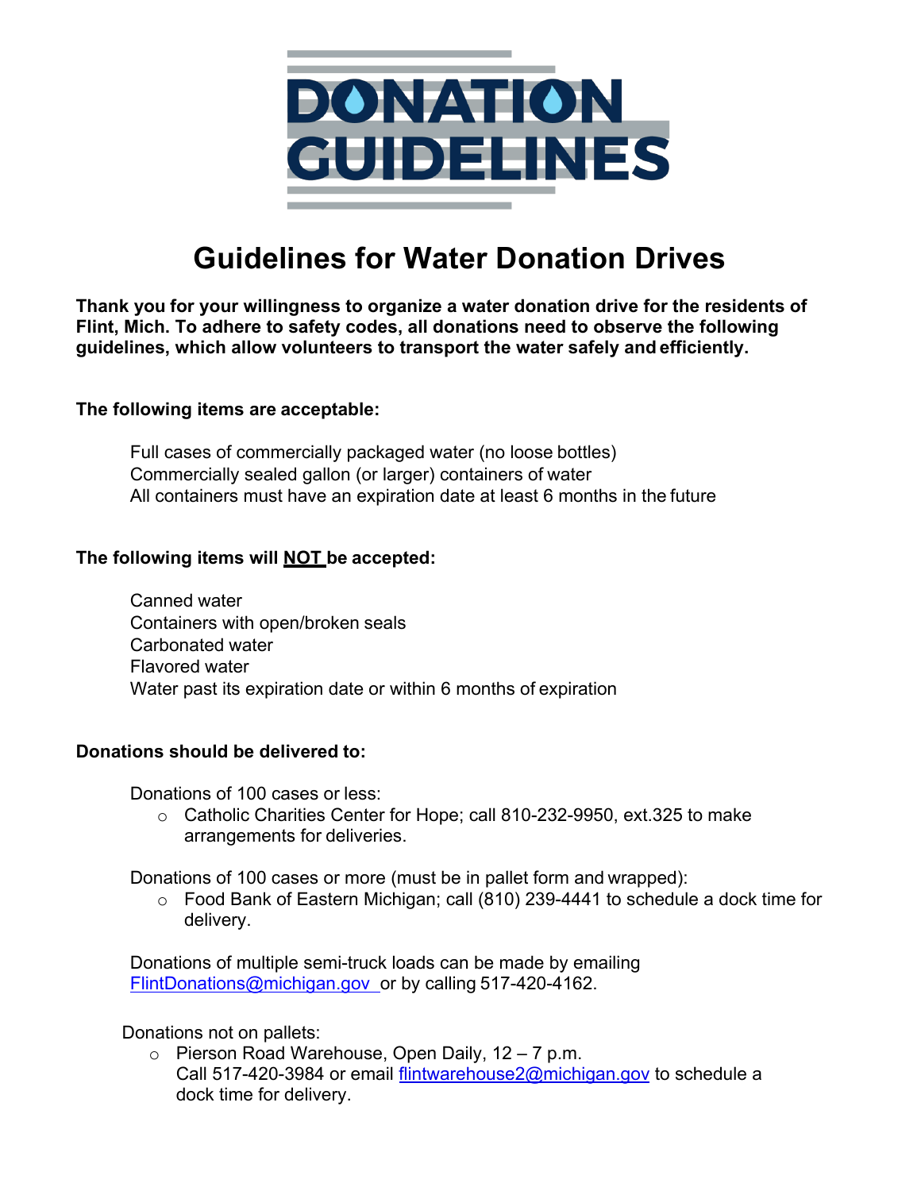# DONATION GUIDELINES

## Guidelines for Water Donation Drives

**Thank you for your willingness to organize a water donation drive for the residents of Flint, Mich. To adhere to safety codes, all donations need to observe the following guidelines, which allow volunteers to transport the water safely and efficiently.**

**The following items are acceptable:**

Full cases of commercially packaged water (no loose bottles)
Commercially sealed gallon (or larger) containers of water
All containers must have an expiration date at least 6 months in the future

**The following items will NOT be accepted:**

Canned water
Containers with open/broken seals
Carbonated water
Flavored water
Water past its expiration date or within 6 months of expiration

**Donations should be delivered to:**

Donations of 100 cases or less:

- Catholic Charities Center for Hope; call 810-232-9950, ext.325 to make arrangements for deliveries.

Donations of 100 cases or more (must be in pallet form and wrapped):

- Food Bank of Eastern Michigan; call (810) 239-4441 to schedule a dock time for delivery.

Donations of multiple semi-truck loads can be made by emailing FlintDonations@michigan.gov or by calling 517-420-4162.

Donations not on pallets:

- Pierson Road Warehouse, Open Daily, 12 – 7 p.m.
  Call 517-420-3984 or email flintwarehouse2@michigan.gov to schedule a dock time for delivery.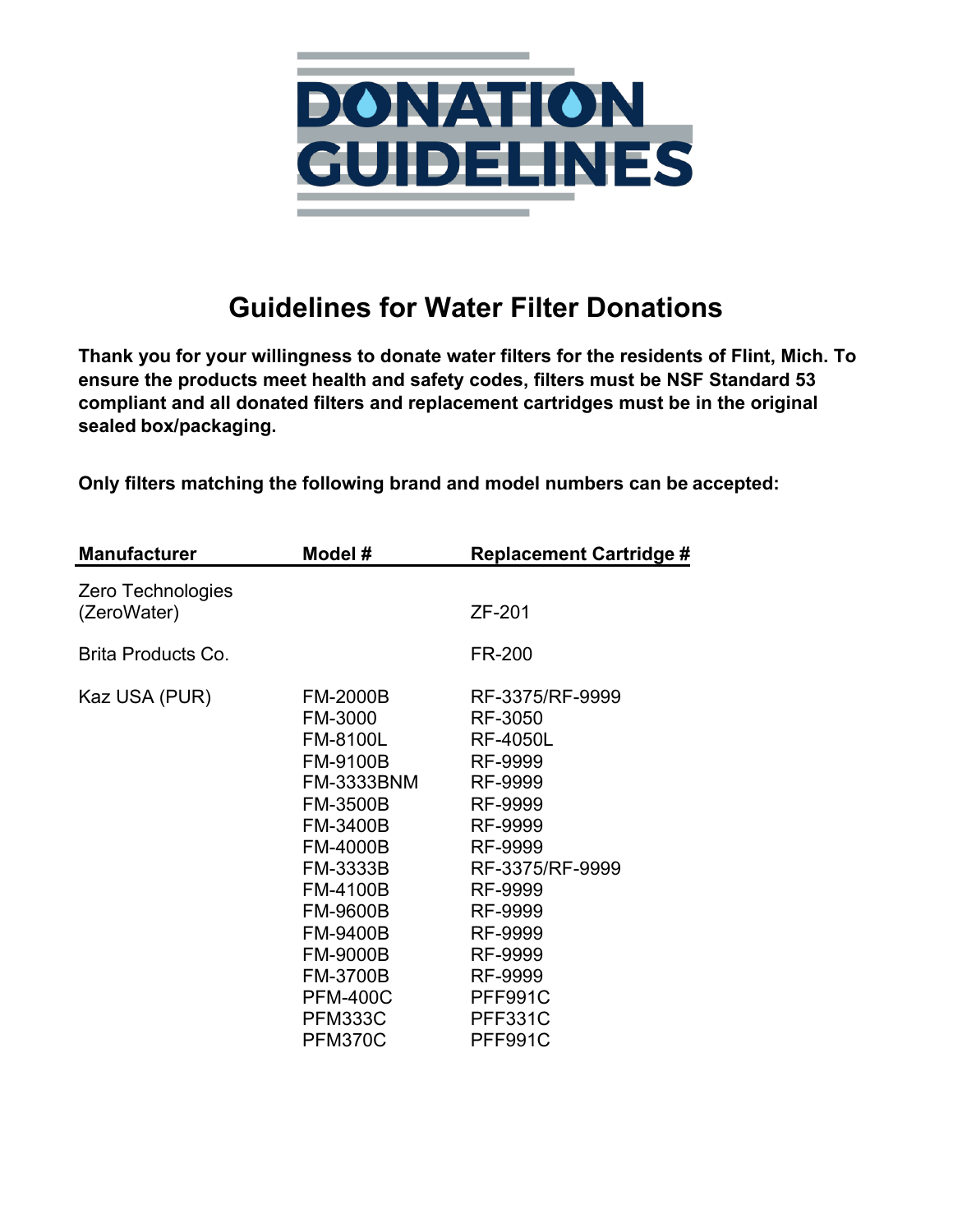# DONATION GUIDELINES

## Guidelines for Water Filter Donations

**Thank you for your willingness to donate water filters for the residents of Flint, Mich. To ensure the products meet health and safety codes, filters must be NSF Standard 53 compliant and all donated filters and replacement cartridges must be in the original sealed box/packaging.**

**Only filters matching the following brand and model numbers can be accepted:**

| Manufacturer | Model # | Replacement Cartridge # |
|---|---|---|
| Zero Technologies (ZeroWater) | | ZF-201 |
| Brita Products Co. | | FR-200 |
| Kaz USA (PUR) | FM-2000B | RF-3375/RF-9999 |
| | FM-3000 | RF-3050 |
| | FM-8100L | RF-4050L |
| | FM-9100B | RF-9999 |
| | FM-3333BNM | RF-9999 |
| | FM-3500B | RF-9999 |
| | FM-3400B | RF-9999 |
| | FM-4000B | RF-9999 |
| | FM-3333B | RF-3375/RF-9999 |
| | FM-4100B | RF-9999 |
| | FM-9600B | RF-9999 |
| | FM-9400B | RF-9999 |
| | FM-9000B | RF-9999 |
| | FM-3700B | RF-9999 |
| | PFM-400C | PFF991C |
| | PFM333C | PFF331C |
| | PFM370C | PFF991C |